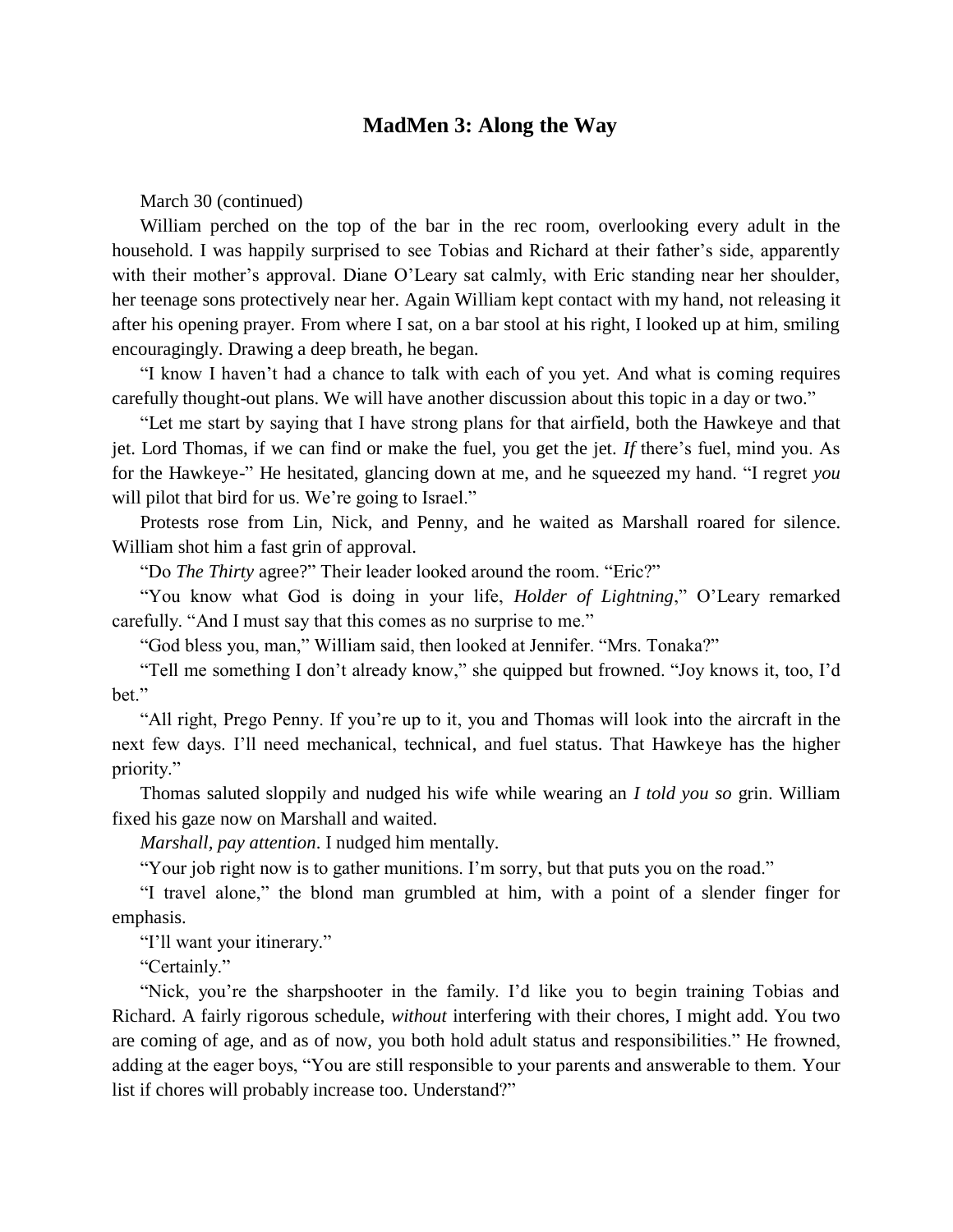# MadMen 3: Along the Way

March 30 (continued)

William perched on the top of the bar in the rec room, overlooking every adult in the household. I was happily surprised to see Tobias and Richard at their father's side, apparently with their mother's approval. Diane O'Leary sat calmly, with Eric standing near her shoulder, her teenage sons protectively near her. Again William kept contact with my hand, not releasing it after his opening prayer. From where I sat, on a bar stool at his right, I looked up at him, smiling encouragingly. Drawing a deep breath, he began.

"I know I haven't had a chance to talk with each of you yet. And what is coming requires carefully thought-out plans. We will have another discussion about this topic in a day or two."

"Let me start by saying that I have strong plans for that airfield, both the Hawkeye and that jet. Lord Thomas, if we can find or make the fuel, you get the jet. *If* there's fuel, mind you. As for the Hawkeye-" He hesitated, glancing down at me, and he squeezed my hand. "I regret *you* will pilot that bird for us. We're going to Israel."

Protests rose from Lin, Nick, and Penny, and he waited as Marshall roared for silence. William shot him a fast grin of approval.

"Do *The Thirty* agree?" Their leader looked around the room. "Eric?"

"You know what God is doing in your life, *Holder of Lightning*," O'Leary remarked carefully. "And I must say that this comes as no surprise to me."

"God bless you, man," William said, then looked at Jennifer. "Mrs. Tonaka?"

"Tell me something I don't already know," she quipped but frowned. "Joy knows it, too, I'd bet."

"All right, Prego Penny. If you're up to it, you and Thomas will look into the aircraft in the next few days. I'll need mechanical, technical, and fuel status. That Hawkeye has the higher priority."

Thomas saluted sloppily and nudged his wife while wearing an *I told you so* grin. William fixed his gaze now on Marshall and waited.

*Marshall, pay attention*. I nudged him mentally.

"Your job right now is to gather munitions. I'm sorry, but that puts you on the road."

"I travel alone," the blond man grumbled at him, with a point of a slender finger for emphasis.

"I'll want your itinerary."

"Certainly."

"Nick, you're the sharpshooter in the family. I'd like you to begin training Tobias and Richard. A fairly rigorous schedule, *without* interfering with their chores, I might add. You two are coming of age, and as of now, you both hold adult status and responsibilities." He frowned, adding at the eager boys, "You are still responsible to your parents and answerable to them. Your list if chores will probably increase too. Understand?"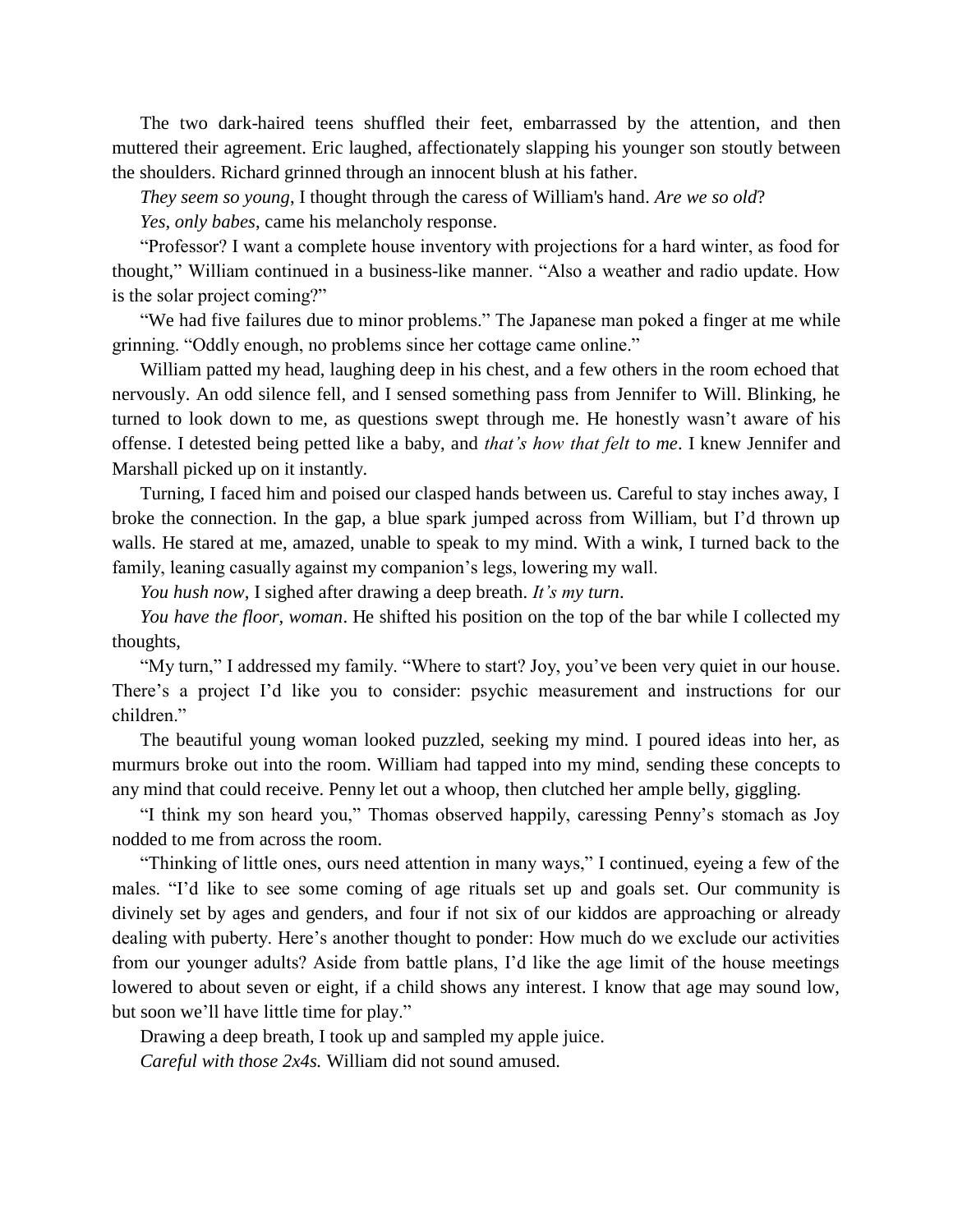The two dark-haired teens shuffled their feet, embarrassed by the attention, and then muttered their agreement. Eric laughed, affectionately slapping his younger son stoutly between the shoulders. Richard grinned through an innocent blush at his father.

*They seem so young*, I thought through the caress of William's hand. *Are we so old*?

*Yes, only babes*, came his melancholy response.

"Professor? I want a complete house inventory with projections for a hard winter, as food for thought," William continued in a business-like manner. "Also a weather and radio update. How is the solar project coming?"

"We had five failures due to minor problems." The Japanese man poked a finger at me while grinning. "Oddly enough, no problems since her cottage came online."

William patted my head, laughing deep in his chest, and a few others in the room echoed that nervously. An odd silence fell, and I sensed something pass from Jennifer to Will. Blinking, he turned to look down to me, as questions swept through me. He honestly wasn't aware of his offense. I detested being petted like a baby, and *that's how that felt to me*. I knew Jennifer and Marshall picked up on it instantly.

Turning, I faced him and poised our clasped hands between us. Careful to stay inches away, I broke the connection. In the gap, a blue spark jumped across from William, but I'd thrown up walls. He stared at me, amazed, unable to speak to my mind. With a wink, I turned back to the family, leaning casually against my companion's legs, lowering my wall.

*You hush now*, I sighed after drawing a deep breath. *It's my turn*.

*You have the floor, woman*. He shifted his position on the top of the bar while I collected my thoughts,

"My turn," I addressed my family. "Where to start? Joy, you've been very quiet in our house. There's a project I'd like you to consider: psychic measurement and instructions for our children."

The beautiful young woman looked puzzled, seeking my mind. I poured ideas into her, as murmurs broke out into the room. William had tapped into my mind, sending these concepts to any mind that could receive. Penny let out a whoop, then clutched her ample belly, giggling.

"I think my son heard you," Thomas observed happily, caressing Penny's stomach as Joy nodded to me from across the room.

"Thinking of little ones, ours need attention in many ways," I continued, eyeing a few of the males. "I'd like to see some coming of age rituals set up and goals set. Our community is divinely set by ages and genders, and four if not six of our kiddos are approaching or already dealing with puberty. Here's another thought to ponder: How much do we exclude our activities from our younger adults? Aside from battle plans, I'd like the age limit of the house meetings lowered to about seven or eight, if a child shows any interest. I know that age may sound low, but soon we'll have little time for play."

Drawing a deep breath, I took up and sampled my apple juice.

*Careful with those 2x4s.* William did not sound amused.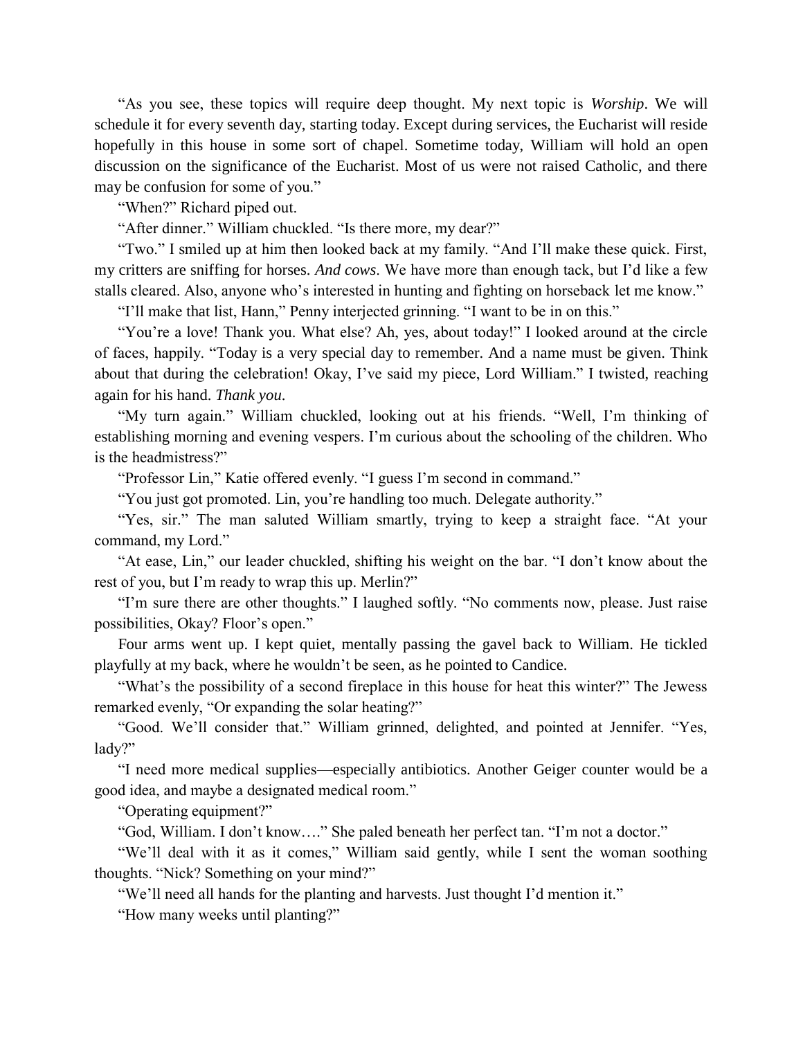"As you see, these topics will require deep thought. My next topic is *Worship*. We will schedule it for every seventh day, starting today. Except during services, the Eucharist will reside hopefully in this house in some sort of chapel. Sometime today, William will hold an open discussion on the significance of the Eucharist. Most of us were not raised Catholic, and there may be confusion for some of you."

"When?" Richard piped out.

"After dinner." William chuckled. "Is there more, my dear?"

"Two." I smiled up at him then looked back at my family. "And I'll make these quick. First, my critters are sniffing for horses. *And cows*. We have more than enough tack, but I'd like a few stalls cleared. Also, anyone who's interested in hunting and fighting on horseback let me know."

"I'll make that list, Hann," Penny interjected grinning. "I want to be in on this."

"You're a love! Thank you. What else? Ah, yes, about today!" I looked around at the circle of faces, happily. "Today is a very special day to remember. And a name must be given. Think about that during the celebration! Okay, I've said my piece, Lord William." I twisted, reaching again for his hand. *Thank you.*

"My turn again." William chuckled, looking out at his friends. "Well, I'm thinking of establishing morning and evening vespers. I'm curious about the schooling of the children. Who is the headmistress?"

"Professor Lin," Katie offered evenly. "I guess I'm second in command."

"You just got promoted. Lin, you're handling too much. Delegate authority."

"Yes, sir." The man saluted William smartly, trying to keep a straight face. "At your command, my Lord."

"At ease, Lin," our leader chuckled, shifting his weight on the bar. "I don't know about the rest of you, but I'm ready to wrap this up. Merlin?"

"I'm sure there are other thoughts." I laughed softly. "No comments now, please. Just raise possibilities, Okay? Floor's open."

Four arms went up. I kept quiet, mentally passing the gavel back to William. He tickled playfully at my back, where he wouldn't be seen, as he pointed to Candice.

"What's the possibility of a second fireplace in this house for heat this winter?" The Jewess remarked evenly, "Or expanding the solar heating?"

"Good. We'll consider that." William grinned, delighted, and pointed at Jennifer. "Yes, lady?"

"I need more medical supplies—especially antibiotics. Another Geiger counter would be a good idea, and maybe a designated medical room."

"Operating equipment?"

"God, William. I don't know…." She paled beneath her perfect tan. "I'm not a doctor."

"We'll deal with it as it comes," William said gently, while I sent the woman soothing thoughts. "Nick? Something on your mind?"

"We'll need all hands for the planting and harvests. Just thought I'd mention it."

"How many weeks until planting?"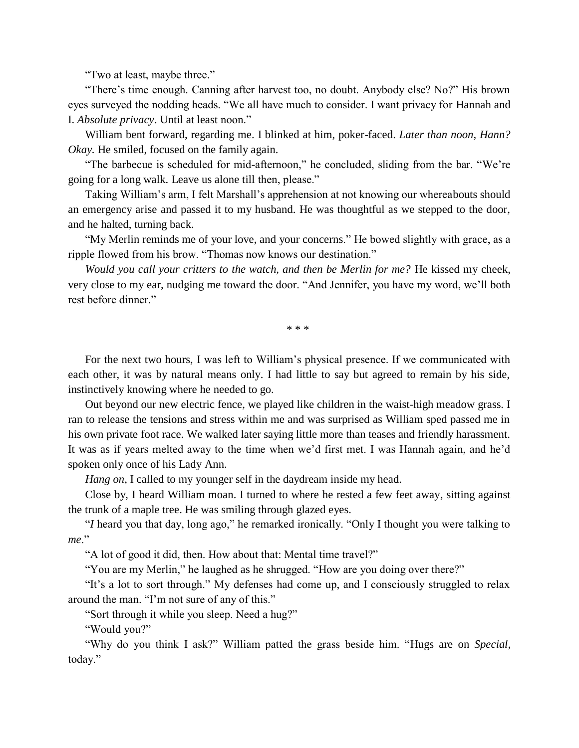"Two at least, maybe three."

"There's time enough. Canning after harvest too, no doubt. Anybody else? No?" His brown eyes surveyed the nodding heads. "We all have much to consider. I want privacy for Hannah and I. *Absolute privacy*. Until at least noon."

William bent forward, regarding me. I blinked at him, poker-faced. *Later than noon, Hann? Okay.* He smiled, focused on the family again.

"The barbecue is scheduled for mid-afternoon," he concluded, sliding from the bar. "We're going for a long walk. Leave us alone till then, please."

Taking William's arm, I felt Marshall's apprehension at not knowing our whereabouts should an emergency arise and passed it to my husband. He was thoughtful as we stepped to the door, and he halted, turning back.

"My Merlin reminds me of your love, and your concerns." He bowed slightly with grace, as a ripple flowed from his brow. "Thomas now knows our destination."

*Would you call your critters to the watch, and then be Merlin for me?* He kissed my cheek, very close to my ear, nudging me toward the door. "And Jennifer, you have my word, we'll both rest before dinner."

\* \* \*

For the next two hours, I was left to William's physical presence. If we communicated with each other, it was by natural means only. I had little to say but agreed to remain by his side, instinctively knowing where he needed to go.

Out beyond our new electric fence, we played like children in the waist-high meadow grass. I ran to release the tensions and stress within me and was surprised as William sped passed me in his own private foot race. We walked later saying little more than teases and friendly harassment. It was as if years melted away to the time when we'd first met. I was Hannah again, and he'd spoken only once of his Lady Ann.

*Hang on*, I called to my younger self in the daydream inside my head.

Close by, I heard William moan. I turned to where he rested a few feet away, sitting against the trunk of a maple tree. He was smiling through glazed eyes.

"*I* heard you that day, long ago," he remarked ironically. "Only I thought you were talking to *me*."

"A lot of good it did, then. How about that: Mental time travel?"

"You are my Merlin," he laughed as he shrugged. "How are you doing over there?"

"It's a lot to sort through." My defenses had come up, and I consciously struggled to relax around the man. "I'm not sure of any of this."

"Sort through it while you sleep. Need a hug?"

"Would you?"

"Why do you think I ask?" William patted the grass beside him. "Hugs are on *Special*, today."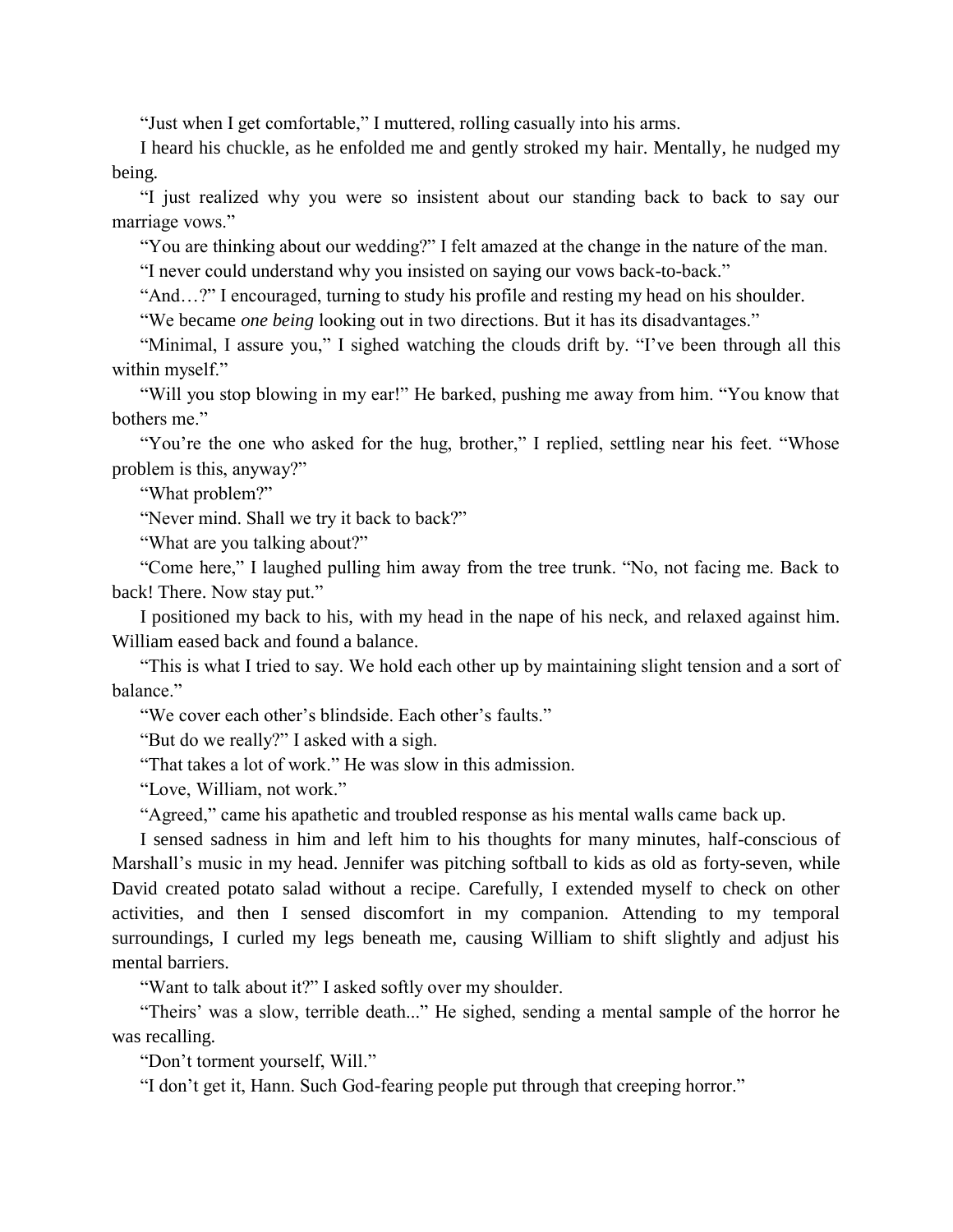"Just when I get comfortable," I muttered, rolling casually into his arms.

I heard his chuckle, as he enfolded me and gently stroked my hair. Mentally, he nudged my being.

"I just realized why you were so insistent about our standing back to back to say our marriage vows."

"You are thinking about our wedding?" I felt amazed at the change in the nature of the man.

"I never could understand why you insisted on saying our vows back-to-back."

"And…?" I encouraged, turning to study his profile and resting my head on his shoulder.

"We became *one being* looking out in two directions. But it has its disadvantages."

"Minimal, I assure you," I sighed watching the clouds drift by. "I've been through all this within myself."

"Will you stop blowing in my ear!" He barked, pushing me away from him. "You know that bothers me."

"You're the one who asked for the hug, brother," I replied, settling near his feet. "Whose problem is this, anyway?"

"What problem?"

"Never mind. Shall we try it back to back?"

"What are you talking about?"

"Come here," I laughed pulling him away from the tree trunk. "No, not facing me. Back to back! There. Now stay put."

I positioned my back to his, with my head in the nape of his neck, and relaxed against him. William eased back and found a balance.

"This is what I tried to say. We hold each other up by maintaining slight tension and a sort of balance."

"We cover each other's blindside. Each other's faults."

"But do we really?" I asked with a sigh.

"That takes a lot of work." He was slow in this admission.

"Love, William, not work."

"Agreed," came his apathetic and troubled response as his mental walls came back up.

I sensed sadness in him and left him to his thoughts for many minutes, half-conscious of Marshall's music in my head. Jennifer was pitching softball to kids as old as forty-seven, while David created potato salad without a recipe. Carefully, I extended myself to check on other activities, and then I sensed discomfort in my companion. Attending to my temporal surroundings, I curled my legs beneath me, causing William to shift slightly and adjust his mental barriers.

"Want to talk about it?" I asked softly over my shoulder.

"Theirs' was a slow, terrible death..." He sighed, sending a mental sample of the horror he was recalling.

"Don't torment yourself, Will."

"I don't get it, Hann. Such God-fearing people put through that creeping horror."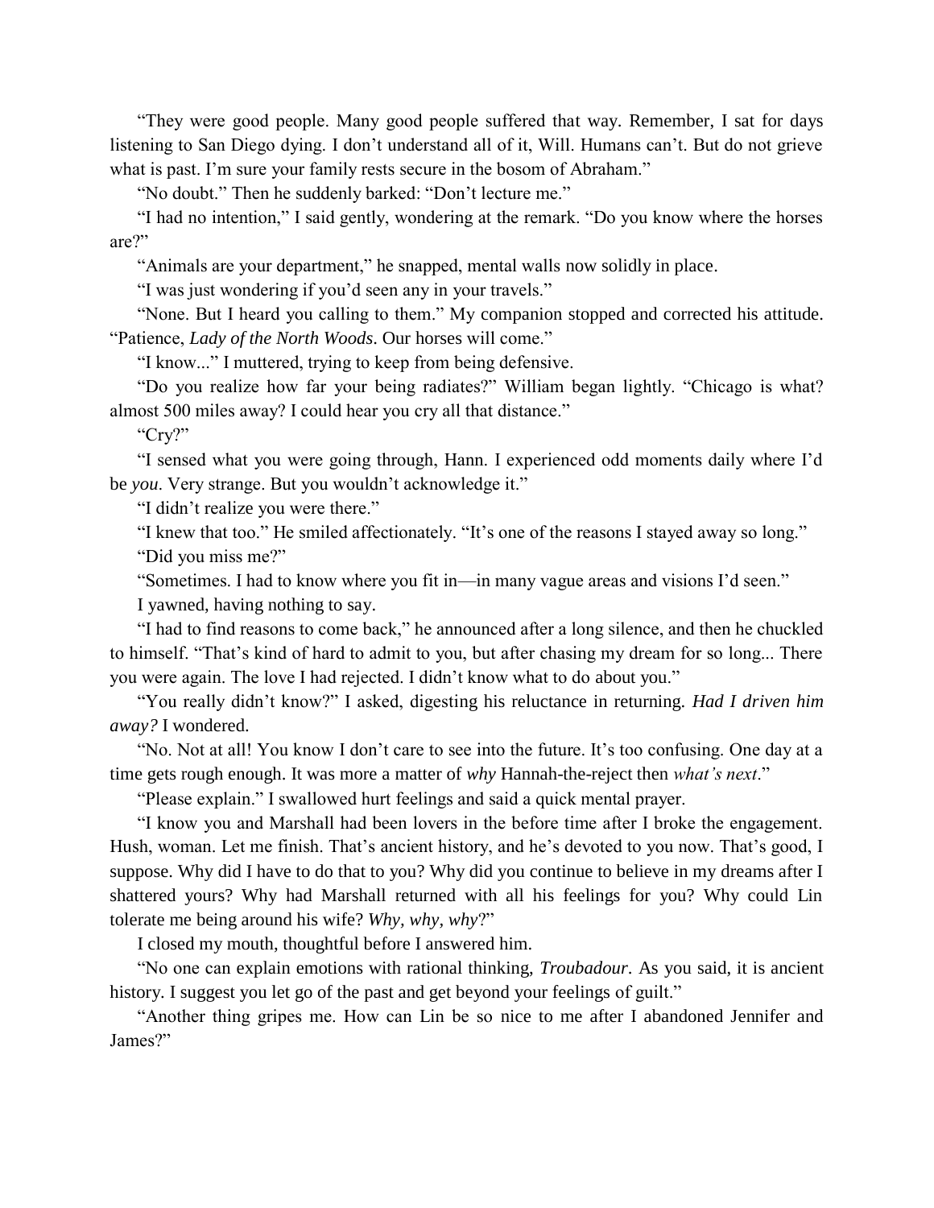"They were good people. Many good people suffered that way. Remember, I sat for days listening to San Diego dying. I don't understand all of it, Will. Humans can't. But do not grieve what is past. I'm sure your family rests secure in the bosom of Abraham."

"No doubt." Then he suddenly barked: "Don't lecture me."

"I had no intention," I said gently, wondering at the remark. "Do you know where the horses are?"

"Animals are your department," he snapped, mental walls now solidly in place.

"I was just wondering if you'd seen any in your travels."

"None. But I heard you calling to them." My companion stopped and corrected his attitude. "Patience, *Lady of the North Woods*. Our horses will come."

"I know..." I muttered, trying to keep from being defensive.

"Do you realize how far your being radiates?" William began lightly. "Chicago is what? almost 500 miles away? I could hear you cry all that distance."

"Cry?"

"I sensed what you were going through, Hann. I experienced odd moments daily where I'd be *you*. Very strange. But you wouldn't acknowledge it."

"I didn't realize you were there."

"I knew that too." He smiled affectionately. "It's one of the reasons I stayed away so long."

"Did you miss me?"

"Sometimes. I had to know where you fit in—in many vague areas and visions I'd seen."

I yawned, having nothing to say.

"I had to find reasons to come back," he announced after a long silence, and then he chuckled to himself. "That's kind of hard to admit to you, but after chasing my dream for so long... There you were again. The love I had rejected. I didn't know what to do about you."

"You really didn't know?" I asked, digesting his reluctance in returning. *Had I driven him away?* I wondered.

"No. Not at all! You know I don't care to see into the future. It's too confusing. One day at a time gets rough enough. It was more a matter of *why* Hannah-the-reject then *what's next*."

"Please explain." I swallowed hurt feelings and said a quick mental prayer.

"I know you and Marshall had been lovers in the before time after I broke the engagement. Hush, woman. Let me finish. That's ancient history, and he's devoted to you now. That's good, I suppose. Why did I have to do that to you? Why did you continue to believe in my dreams after I shattered yours? Why had Marshall returned with all his feelings for you? Why could Lin tolerate me being around his wife? *Why, why, why*?"

I closed my mouth, thoughtful before I answered him.

"No one can explain emotions with rational thinking, *Troubadour*. As you said, it is ancient history. I suggest you let go of the past and get beyond your feelings of guilt."

"Another thing gripes me. How can Lin be so nice to me after I abandoned Jennifer and James?"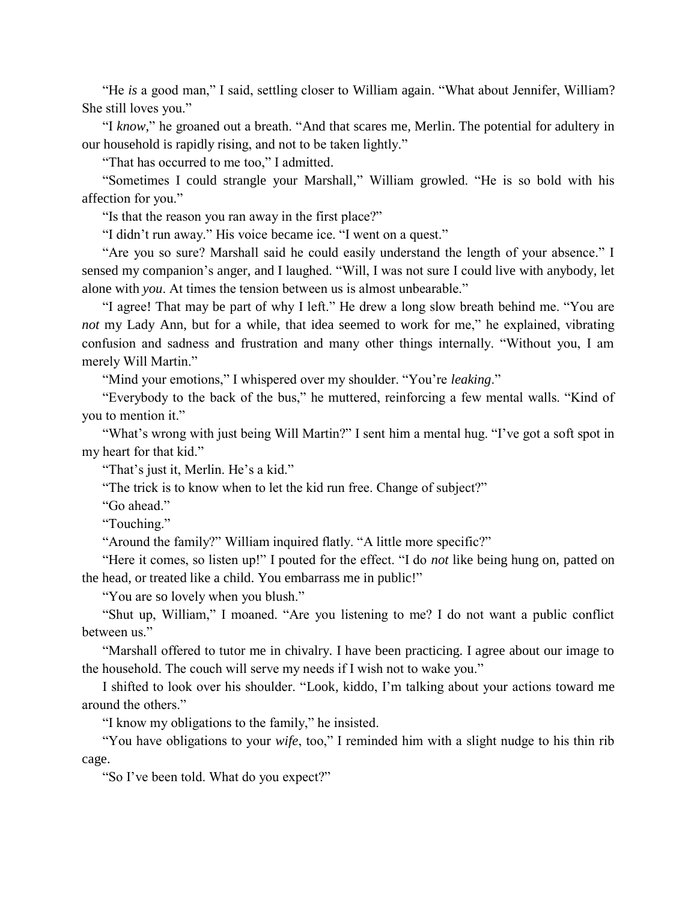"He *is* a good man," I said, settling closer to William again. "What about Jennifer, William? She still loves you."

"I *know*," he groaned out a breath. "And that scares me, Merlin. The potential for adultery in our household is rapidly rising, and not to be taken lightly."

"That has occurred to me too," I admitted.

"Sometimes I could strangle your Marshall," William growled. "He is so bold with his affection for you."

"Is that the reason you ran away in the first place?"

"I didn't run away." His voice became ice. "I went on a quest."

"Are you so sure? Marshall said he could easily understand the length of your absence." I sensed my companion's anger, and I laughed. "Will, I was not sure I could live with anybody, let alone with *you*. At times the tension between us is almost unbearable."

"I agree! That may be part of why I left." He drew a long slow breath behind me. "You are *not* my Lady Ann, but for a while, that idea seemed to work for me," he explained, vibrating confusion and sadness and frustration and many other things internally. "Without you, I am merely Will Martin."

"Mind your emotions," I whispered over my shoulder. "You're *leaking*."

"Everybody to the back of the bus," he muttered, reinforcing a few mental walls. "Kind of you to mention it."

"What's wrong with just being Will Martin?" I sent him a mental hug. "I've got a soft spot in my heart for that kid."

"That's just it, Merlin. He's a kid."

"The trick is to know when to let the kid run free. Change of subject?"

"Go ahead."

"Touching."

"Around the family?" William inquired flatly. "A little more specific?"

"Here it comes, so listen up!" I pouted for the effect. "I do *not* like being hung on, patted on the head, or treated like a child. You embarrass me in public!"

"You are so lovely when you blush."

"Shut up, William," I moaned. "Are you listening to me? I do not want a public conflict between us."

"Marshall offered to tutor me in chivalry. I have been practicing. I agree about our image to the household. The couch will serve my needs if I wish not to wake you."

I shifted to look over his shoulder. "Look, kiddo, I'm talking about your actions toward me around the others."

"I know my obligations to the family," he insisted.

"You have obligations to your *wife*, too," I reminded him with a slight nudge to his thin rib cage.

"So I've been told. What do you expect?"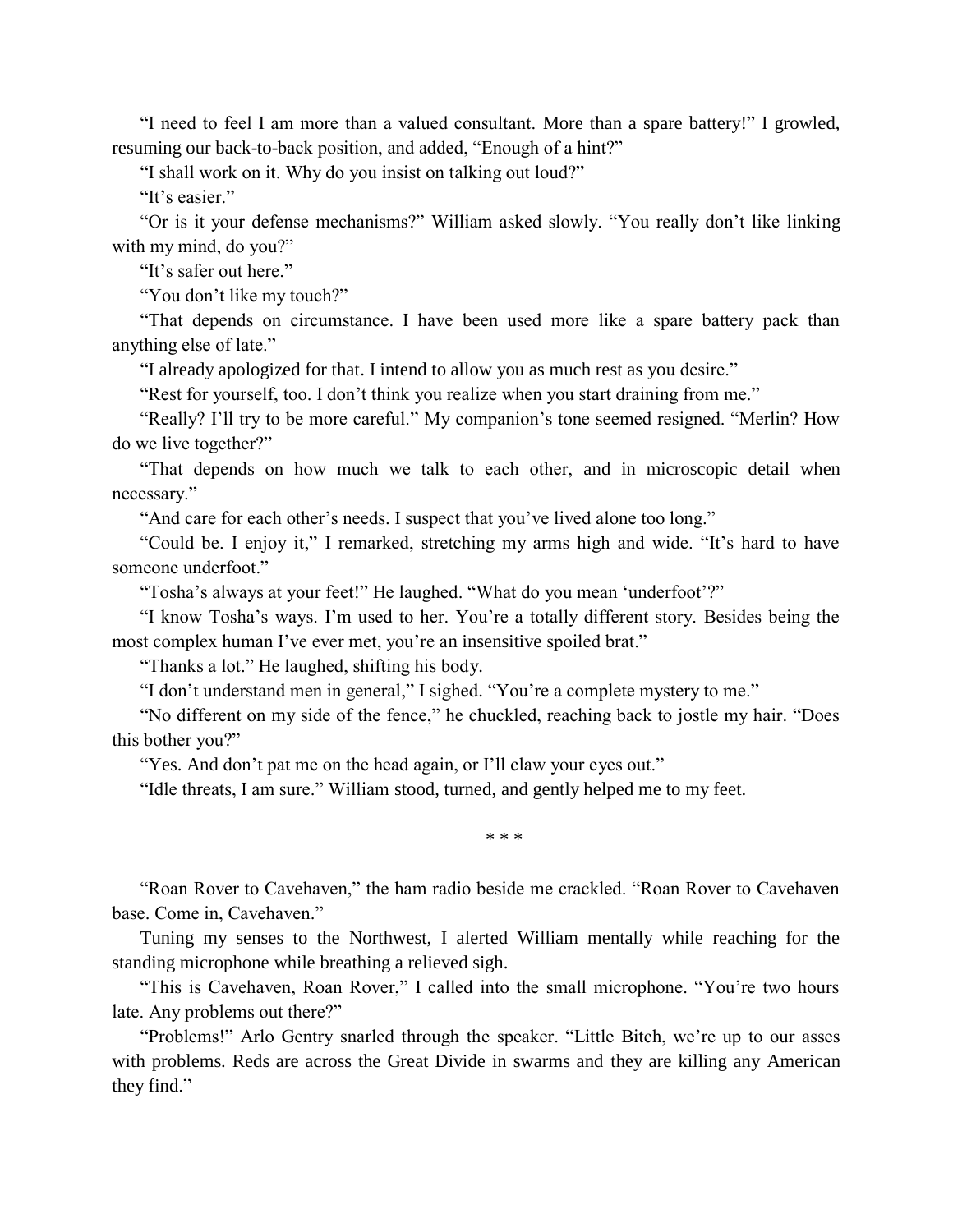"I need to feel I am more than a valued consultant. More than a spare battery!" I growled, resuming our back-to-back position, and added, "Enough of a hint?"

"I shall work on it. Why do you insist on talking out loud?"

"It's easier."

"Or is it your defense mechanisms?" William asked slowly. "You really don't like linking with my mind, do you?"

"It's safer out here."

"You don't like my touch?"

"That depends on circumstance. I have been used more like a spare battery pack than anything else of late."

"I already apologized for that. I intend to allow you as much rest as you desire."

"Rest for yourself, too. I don't think you realize when you start draining from me."

"Really? I'll try to be more careful." My companion's tone seemed resigned. "Merlin? How do we live together?"

"That depends on how much we talk to each other, and in microscopic detail when necessary."

"And care for each other's needs. I suspect that you've lived alone too long."

"Could be. I enjoy it," I remarked, stretching my arms high and wide. "It's hard to have someone underfoot."

"Tosha's always at your feet!" He laughed. "What do you mean 'underfoot'?"

"I know Tosha's ways. I'm used to her. You're a totally different story. Besides being the most complex human I've ever met, you're an insensitive spoiled brat."

"Thanks a lot." He laughed, shifting his body.

"I don't understand men in general," I sighed. "You're a complete mystery to me."

"No different on my side of the fence," he chuckled, reaching back to jostle my hair. "Does this bother you?"

"Yes. And don't pat me on the head again, or I'll claw your eyes out."

"Idle threats, I am sure." William stood, turned, and gently helped me to my feet.

\* \* \*

"Roan Rover to Cavehaven," the ham radio beside me crackled. "Roan Rover to Cavehaven base. Come in, Cavehaven."

Tuning my senses to the Northwest, I alerted William mentally while reaching for the standing microphone while breathing a relieved sigh.

"This is Cavehaven, Roan Rover," I called into the small microphone. "You're two hours late. Any problems out there?"

"Problems!" Arlo Gentry snarled through the speaker. "Little Bitch, we're up to our asses with problems. Reds are across the Great Divide in swarms and they are killing any American they find."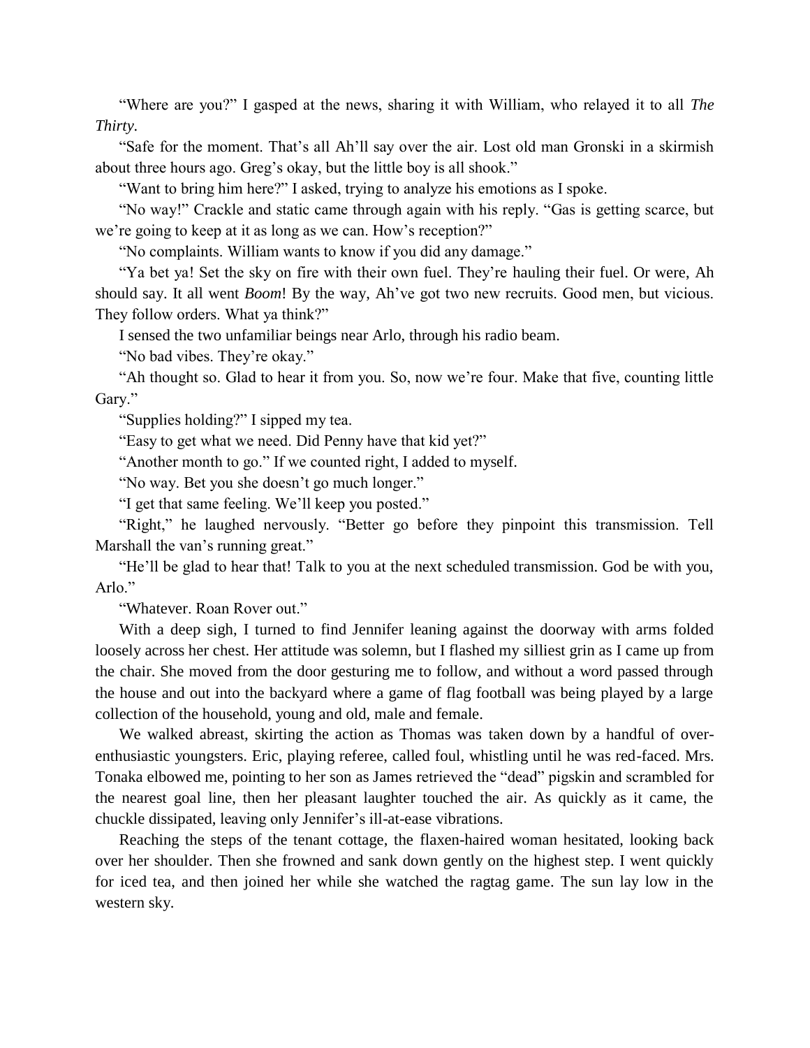"Where are you?" I gasped at the news, sharing it with William, who relayed it to all *The Thirty*.

"Safe for the moment. That's all Ah'll say over the air. Lost old man Gronski in a skirmish about three hours ago. Greg's okay, but the little boy is all shook."

"Want to bring him here?" I asked, trying to analyze his emotions as I spoke.

"No way!" Crackle and static came through again with his reply. "Gas is getting scarce, but we're going to keep at it as long as we can. How's reception?"

"No complaints. William wants to know if you did any damage."

"Ya bet ya! Set the sky on fire with their own fuel. They're hauling their fuel. Or were, Ah should say. It all went *Boom*! By the way, Ah've got two new recruits. Good men, but vicious. They follow orders. What ya think?"

I sensed the two unfamiliar beings near Arlo, through his radio beam.

"No bad vibes. They're okay."

"Ah thought so. Glad to hear it from you. So, now we're four. Make that five, counting little Gary."

"Supplies holding?" I sipped my tea.

"Easy to get what we need. Did Penny have that kid yet?"

"Another month to go." If we counted right, I added to myself.

"No way. Bet you she doesn't go much longer."

"I get that same feeling. We'll keep you posted."

"Right," he laughed nervously. "Better go before they pinpoint this transmission. Tell Marshall the van's running great."

"He'll be glad to hear that! Talk to you at the next scheduled transmission. God be with you, Arlo."

"Whatever. Roan Rover out."

With a deep sigh, I turned to find Jennifer leaning against the doorway with arms folded loosely across her chest. Her attitude was solemn, but I flashed my silliest grin as I came up from the chair. She moved from the door gesturing me to follow, and without a word passed through the house and out into the backyard where a game of flag football was being played by a large collection of the household, young and old, male and female.

We walked abreast, skirting the action as Thomas was taken down by a handful of over-enthusiastic youngsters. Eric, playing referee, called foul, whistling until he was red-faced. Mrs. Tonaka elbowed me, pointing to her son as James retrieved the "dead" pigskin and scrambled for the nearest goal line, then her pleasant laughter touched the air. As quickly as it came, the chuckle dissipated, leaving only Jennifer's ill-at-ease vibrations.

Reaching the steps of the tenant cottage, the flaxen-haired woman hesitated, looking back over her shoulder. Then she frowned and sank down gently on the highest step. I went quickly for iced tea, and then joined her while she watched the ragtag game. The sun lay low in the western sky.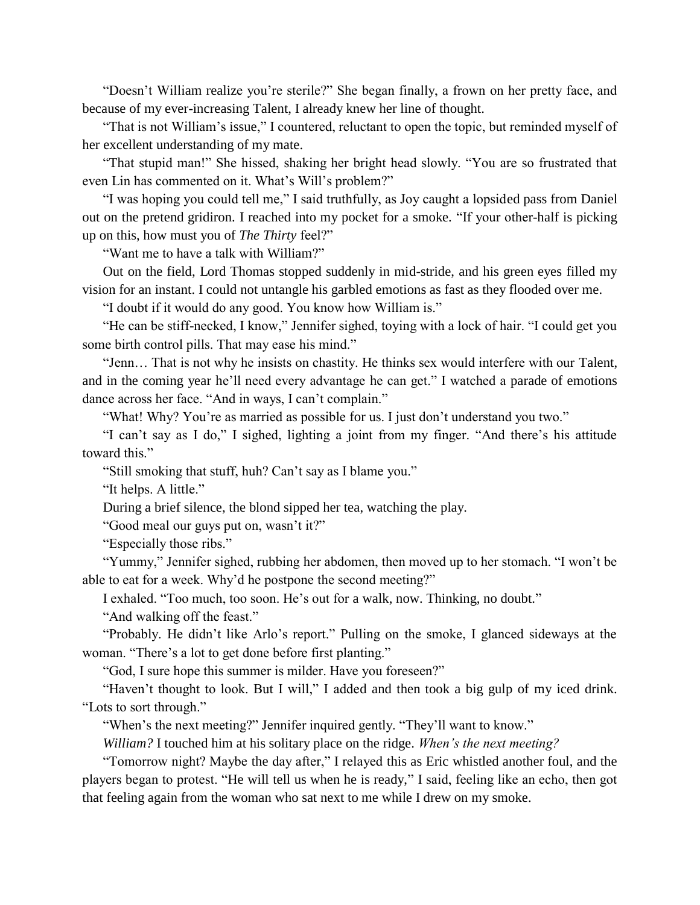“Doesn’t William realize you’re sterile?” She began finally, a frown on her pretty face, and because of my ever-increasing Talent, I already knew her line of thought.

“That is not William’s issue,” I countered, reluctant to open the topic, but reminded myself of her excellent understanding of my mate.

“That stupid man!” She hissed, shaking her bright head slowly. “You are so frustrated that even Lin has commented on it. What’s Will’s problem?”

“I was hoping you could tell me,” I said truthfully, as Joy caught a lopsided pass from Daniel out on the pretend gridiron. I reached into my pocket for a smoke. “If your other-half is picking up on this, how must you of *The Thirty* feel?”

“Want me to have a talk with William?”

Out on the field, Lord Thomas stopped suddenly in mid-stride, and his green eyes filled my vision for an instant. I could not untangle his garbled emotions as fast as they flooded over me.

“I doubt if it would do any good. You know how William is.”

“He can be stiff-necked, I know,” Jennifer sighed, toying with a lock of hair. “I could get you some birth control pills. That may ease his mind.”

“Jenn… That is not why he insists on chastity. He thinks sex would interfere with our Talent, and in the coming year he’ll need every advantage he can get.” I watched a parade of emotions dance across her face. “And in ways, I can’t complain.”

“What! Why? You’re as married as possible for us. I just don’t understand you two.”

“I can’t say as I do,” I sighed, lighting a joint from my finger. “And there’s his attitude toward this.”

“Still smoking that stuff, huh? Can’t say as I blame you.”

“It helps. A little.”

During a brief silence, the blond sipped her tea, watching the play.

“Good meal our guys put on, wasn’t it?”

“Especially those ribs.”

“Yummy,” Jennifer sighed, rubbing her abdomen, then moved up to her stomach. “I won’t be able to eat for a week. Why’d he postpone the second meeting?”

I exhaled. “Too much, too soon. He’s out for a walk, now. Thinking, no doubt.”

“And walking off the feast.”

“Probably. He didn’t like Arlo’s report.” Pulling on the smoke, I glanced sideways at the woman. “There’s a lot to get done before first planting.”

“God, I sure hope this summer is milder. Have you foreseen?”

“Haven’t thought to look. But I will,” I added and then took a big gulp of my iced drink. “Lots to sort through.”

“When’s the next meeting?” Jennifer inquired gently. “They’ll want to know.”

*William?* I touched him at his solitary place on the ridge. *When’s the next meeting?*

“Tomorrow night? Maybe the day after,” I relayed this as Eric whistled another foul, and the players began to protest. “He will tell us when he is ready,” I said, feeling like an echo, then got that feeling again from the woman who sat next to me while I drew on my smoke.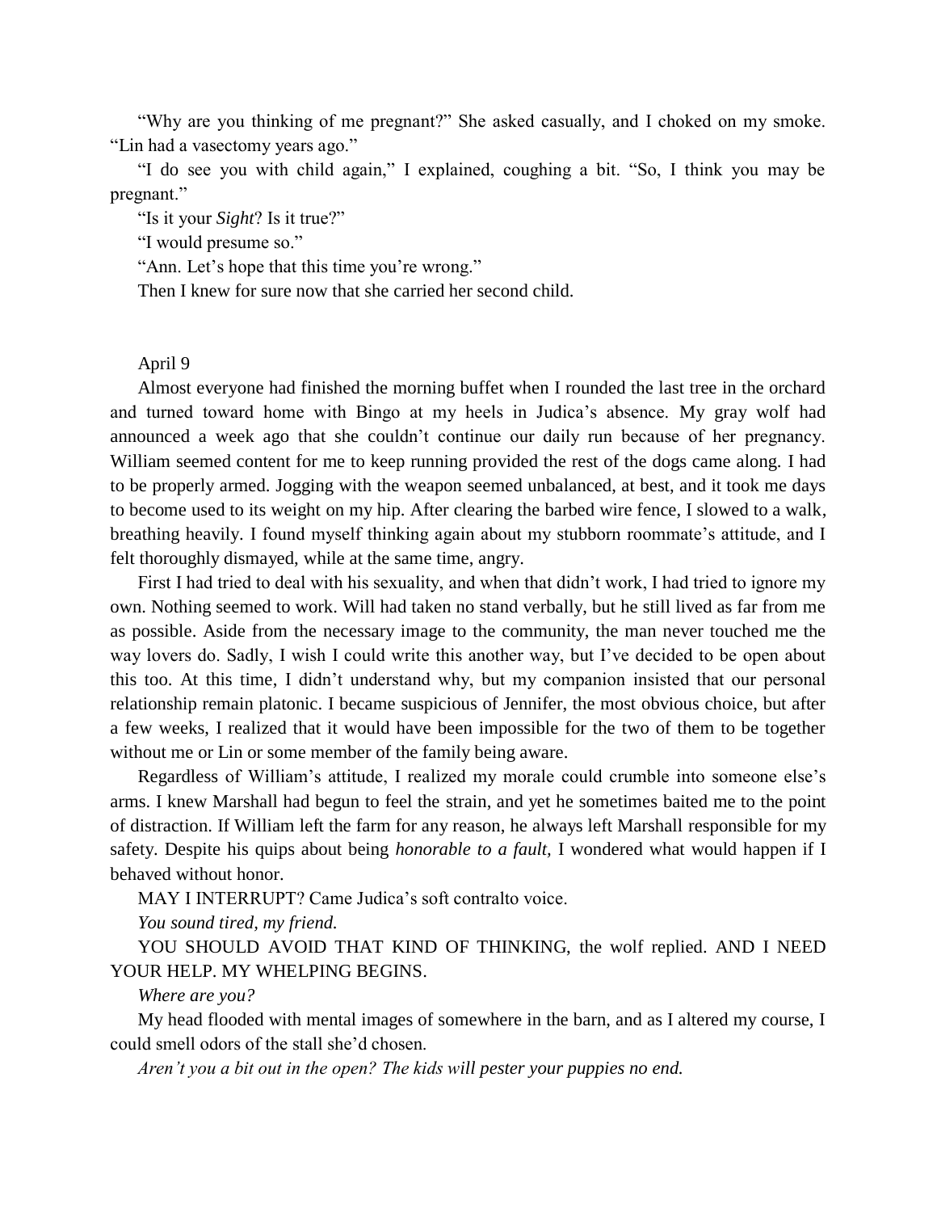"Why are you thinking of me pregnant?" She asked casually, and I choked on my smoke. "Lin had a vasectomy years ago."

"I do see you with child again," I explained, coughing a bit. "So, I think you may be pregnant."

"Is it your *Sight*? Is it true?"

"I would presume so."

"Ann. Let's hope that this time you're wrong."

Then I knew for sure now that she carried her second child.

April 9

Almost everyone had finished the morning buffet when I rounded the last tree in the orchard and turned toward home with Bingo at my heels in Judica's absence. My gray wolf had announced a week ago that she couldn't continue our daily run because of her pregnancy. William seemed content for me to keep running provided the rest of the dogs came along. I had to be properly armed. Jogging with the weapon seemed unbalanced, at best, and it took me days to become used to its weight on my hip. After clearing the barbed wire fence, I slowed to a walk, breathing heavily. I found myself thinking again about my stubborn roommate's attitude, and I felt thoroughly dismayed, while at the same time, angry.

First I had tried to deal with his sexuality, and when that didn't work, I had tried to ignore my own. Nothing seemed to work. Will had taken no stand verbally, but he still lived as far from me as possible. Aside from the necessary image to the community, the man never touched me the way lovers do. Sadly, I wish I could write this another way, but I've decided to be open about this too. At this time, I didn't understand why, but my companion insisted that our personal relationship remain platonic. I became suspicious of Jennifer, the most obvious choice, but after a few weeks, I realized that it would have been impossible for the two of them to be together without me or Lin or some member of the family being aware.

Regardless of William's attitude, I realized my morale could crumble into someone else's arms. I knew Marshall had begun to feel the strain, and yet he sometimes baited me to the point of distraction. If William left the farm for any reason, he always left Marshall responsible for my safety. Despite his quips about being *honorable to a fault,* I wondered what would happen if I behaved without honor.

MAY I INTERRUPT? Came Judica's soft contralto voice.

*You sound tired, my friend.*

YOU SHOULD AVOID THAT KIND OF THINKING, the wolf replied. AND I NEED YOUR HELP. MY WHELPING BEGINS.

*Where are you?*

My head flooded with mental images of somewhere in the barn, and as I altered my course, I could smell odors of the stall she'd chosen.

*Aren't you a bit out in the open? The kids will pester your puppies no end.*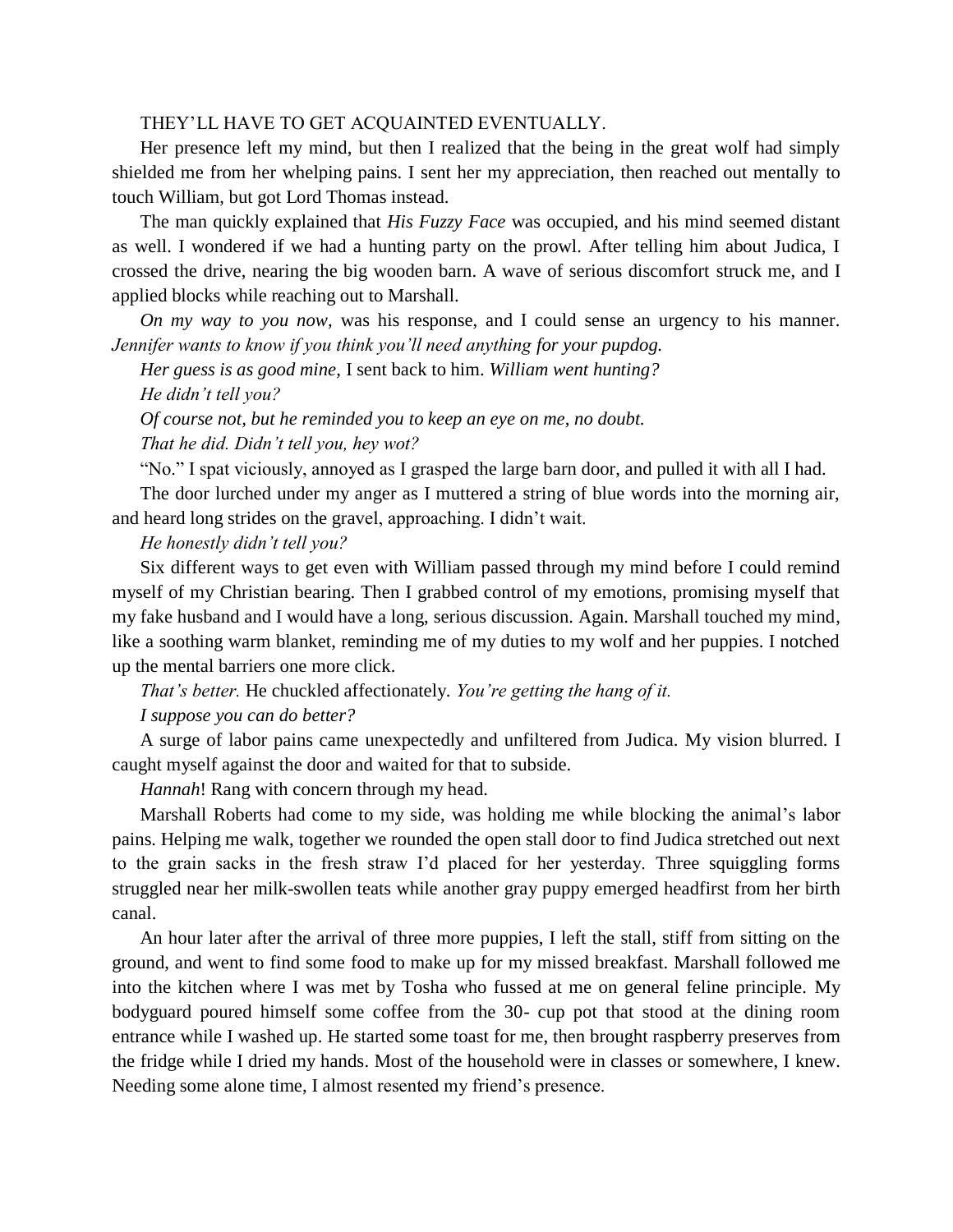THEY'LL HAVE TO GET ACQUAINTED EVENTUALLY.

Her presence left my mind, but then I realized that the being in the great wolf had simply shielded me from her whelping pains. I sent her my appreciation, then reached out mentally to touch William, but got Lord Thomas instead.

The man quickly explained that *His Fuzzy Face* was occupied, and his mind seemed distant as well. I wondered if we had a hunting party on the prowl. After telling him about Judica, I crossed the drive, nearing the big wooden barn. A wave of serious discomfort struck me, and I applied blocks while reaching out to Marshall.

*On my way to you now,* was his response, and I could sense an urgency to his manner. *Jennifer wants to know if you think you'll need anything for your pupdog.*

*Her guess is as good mine,* I sent back to him. *William went hunting?*

*He didn't tell you?*

*Of course not, but he reminded you to keep an eye on me, no doubt.*

*That he did. Didn't tell you, hey wot?*

"No." I spat viciously, annoyed as I grasped the large barn door, and pulled it with all I had.

The door lurched under my anger as I muttered a string of blue words into the morning air, and heard long strides on the gravel, approaching. I didn't wait.

*He honestly didn't tell you?*

Six different ways to get even with William passed through my mind before I could remind myself of my Christian bearing. Then I grabbed control of my emotions, promising myself that my fake husband and I would have a long, serious discussion. Again. Marshall touched my mind, like a soothing warm blanket, reminding me of my duties to my wolf and her puppies. I notched up the mental barriers one more click.

*That's better.* He chuckled affectionately. *You're getting the hang of it.*

*I suppose you can do better?*

A surge of labor pains came unexpectedly and unfiltered from Judica. My vision blurred. I caught myself against the door and waited for that to subside.

*Hannah*! Rang with concern through my head.

Marshall Roberts had come to my side, was holding me while blocking the animal's labor pains. Helping me walk, together we rounded the open stall door to find Judica stretched out next to the grain sacks in the fresh straw I'd placed for her yesterday. Three squiggling forms struggled near her milk-swollen teats while another gray puppy emerged headfirst from her birth canal.

An hour later after the arrival of three more puppies, I left the stall, stiff from sitting on the ground, and went to find some food to make up for my missed breakfast. Marshall followed me into the kitchen where I was met by Tosha who fussed at me on general feline principle. My bodyguard poured himself some coffee from the 30- cup pot that stood at the dining room entrance while I washed up. He started some toast for me, then brought raspberry preserves from the fridge while I dried my hands. Most of the household were in classes or somewhere, I knew. Needing some alone time, I almost resented my friend's presence.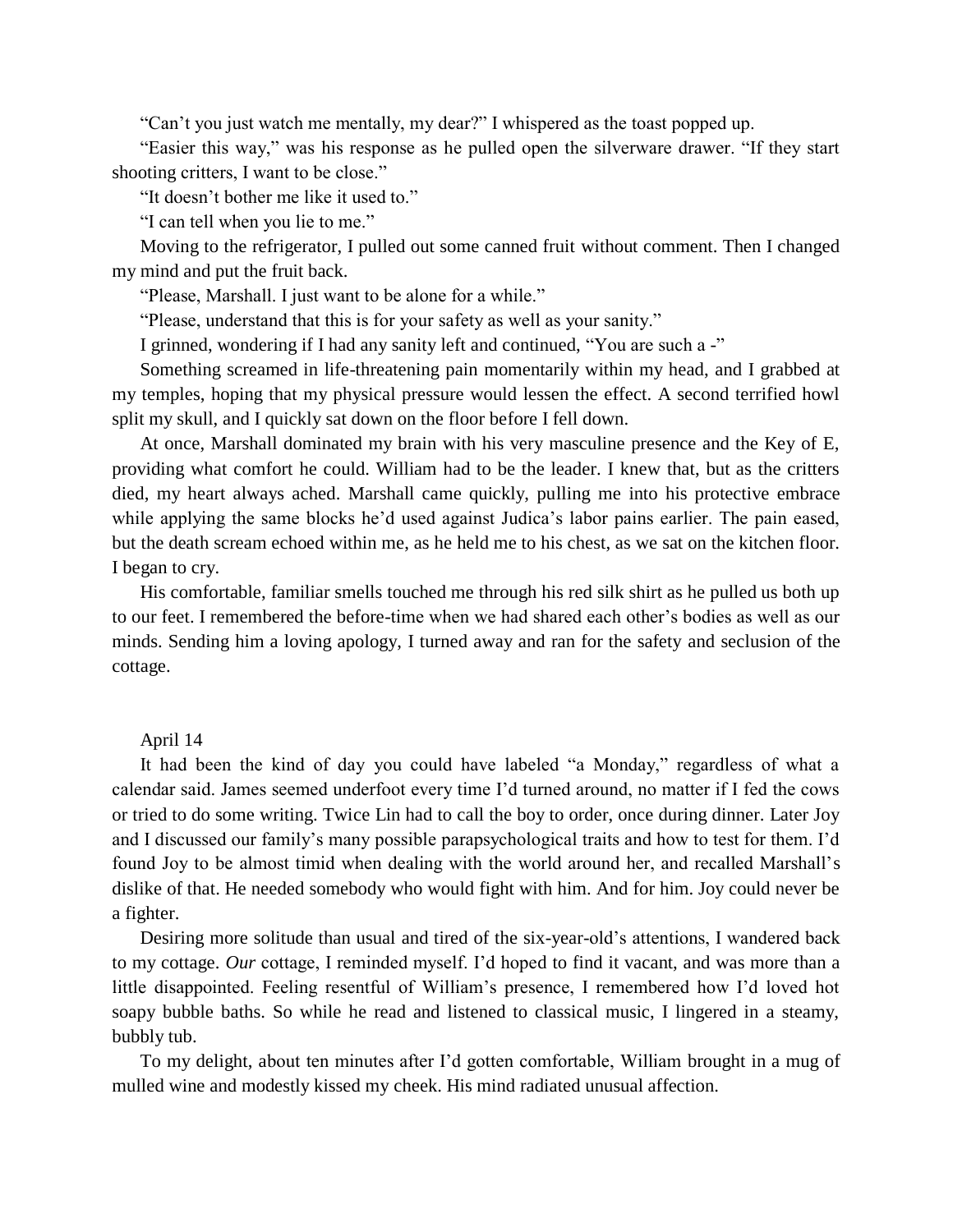"Can't you just watch me mentally, my dear?" I whispered as the toast popped up.

"Easier this way," was his response as he pulled open the silverware drawer. "If they start shooting critters, I want to be close."

"It doesn't bother me like it used to."

"I can tell when you lie to me."

Moving to the refrigerator, I pulled out some canned fruit without comment. Then I changed my mind and put the fruit back.

"Please, Marshall. I just want to be alone for a while."

"Please, understand that this is for your safety as well as your sanity."

I grinned, wondering if I had any sanity left and continued, "You are such a -"

Something screamed in life-threatening pain momentarily within my head, and I grabbed at my temples, hoping that my physical pressure would lessen the effect. A second terrified howl split my skull, and I quickly sat down on the floor before I fell down.

At once, Marshall dominated my brain with his very masculine presence and the Key of E, providing what comfort he could. William had to be the leader. I knew that, but as the critters died, my heart always ached. Marshall came quickly, pulling me into his protective embrace while applying the same blocks he'd used against Judica's labor pains earlier. The pain eased, but the death scream echoed within me, as he held me to his chest, as we sat on the kitchen floor. I began to cry.

His comfortable, familiar smells touched me through his red silk shirt as he pulled us both up to our feet. I remembered the before-time when we had shared each other's bodies as well as our minds. Sending him a loving apology, I turned away and ran for the safety and seclusion of the cottage.

April 14

It had been the kind of day you could have labeled "a Monday," regardless of what a calendar said. James seemed underfoot every time I'd turned around, no matter if I fed the cows or tried to do some writing. Twice Lin had to call the boy to order, once during dinner. Later Joy and I discussed our family's many possible parapsychological traits and how to test for them. I'd found Joy to be almost timid when dealing with the world around her, and recalled Marshall's dislike of that. He needed somebody who would fight with him. And for him. Joy could never be a fighter.

Desiring more solitude than usual and tired of the six-year-old's attentions, I wandered back to my cottage. *Our* cottage, I reminded myself. I'd hoped to find it vacant, and was more than a little disappointed. Feeling resentful of William's presence, I remembered how I'd loved hot soapy bubble baths. So while he read and listened to classical music, I lingered in a steamy, bubbly tub.

To my delight, about ten minutes after I'd gotten comfortable, William brought in a mug of mulled wine and modestly kissed my cheek. His mind radiated unusual affection.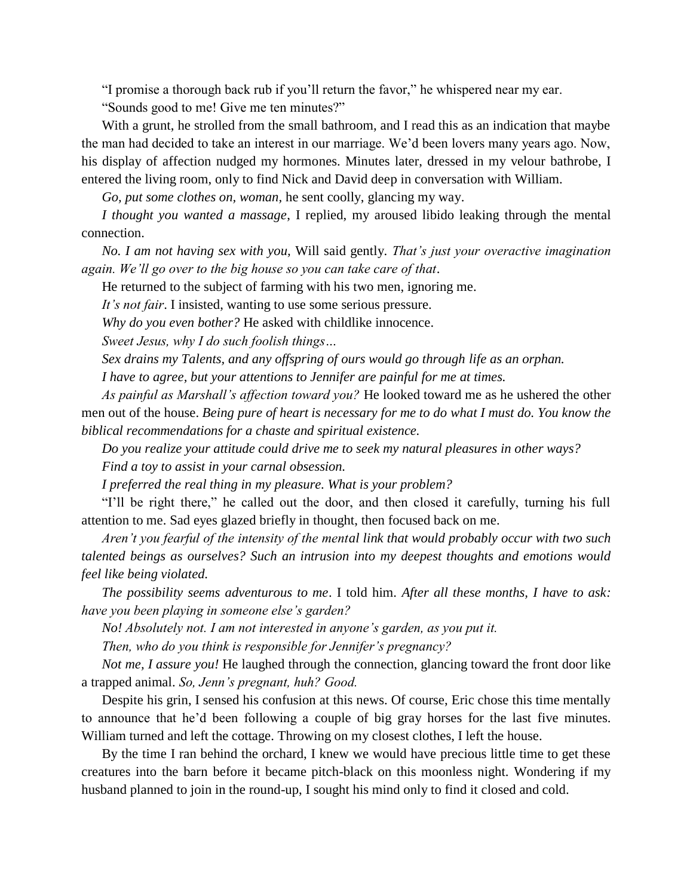"I promise a thorough back rub if you'll return the favor," he whispered near my ear.

"Sounds good to me! Give me ten minutes?"

With a grunt, he strolled from the small bathroom, and I read this as an indication that maybe the man had decided to take an interest in our marriage. We'd been lovers many years ago. Now, his display of affection nudged my hormones. Minutes later, dressed in my velour bathrobe, I entered the living room, only to find Nick and David deep in conversation with William.

*Go, put some clothes on, woman,* he sent coolly, glancing my way.

*I thought you wanted a massage*, I replied, my aroused libido leaking through the mental connection.

*No. I am not having sex with you,* Will said gently. *That's just your overactive imagination again. We'll go over to the big house so you can take care of that*.

He returned to the subject of farming with his two men, ignoring me.

*It's not fair*. I insisted, wanting to use some serious pressure.

*Why do you even bother?* He asked with childlike innocence.

*Sweet Jesus, why I do such foolish things…*

*Sex drains my Talents, and any offspring of ours would go through life as an orphan.*

*I have to agree, but your attentions to Jennifer are painful for me at times.*

*As painful as Marshall's affection toward you?* He looked toward me as he ushered the other men out of the house. *Being pure of heart is necessary for me to do what I must do. You know the biblical recommendations for a chaste and spiritual existence.*

*Do you realize your attitude could drive me to seek my natural pleasures in other ways?*

*Find a toy to assist in your carnal obsession.*

*I preferred the real thing in my pleasure. What is your problem?*

"I'll be right there," he called out the door, and then closed it carefully, turning his full attention to me. Sad eyes glazed briefly in thought, then focused back on me.

*Aren't you fearful of the intensity of the mental link that would probably occur with two such talented beings as ourselves? Such an intrusion into my deepest thoughts and emotions would feel like being violated.*

*The possibility seems adventurous to me*. I told him. *After all these months, I have to ask: have you been playing in someone else's garden?*

*No! Absolutely not. I am not interested in anyone's garden, as you put it.*

*Then, who do you think is responsible for Jennifer's pregnancy?*

*Not me, I assure you!* He laughed through the connection, glancing toward the front door like a trapped animal. *So, Jenn's pregnant, huh? Good.*

Despite his grin, I sensed his confusion at this news. Of course, Eric chose this time mentally to announce that he'd been following a couple of big gray horses for the last five minutes. William turned and left the cottage. Throwing on my closest clothes, I left the house.

By the time I ran behind the orchard, I knew we would have precious little time to get these creatures into the barn before it became pitch-black on this moonless night. Wondering if my husband planned to join in the round-up, I sought his mind only to find it closed and cold.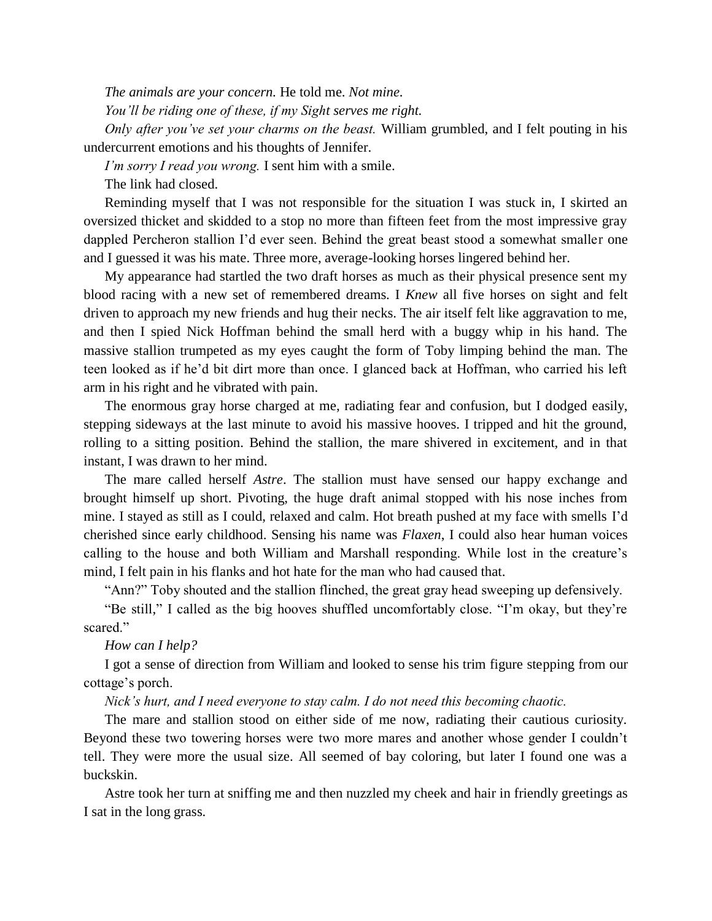*The animals are your concern.* He told me. *Not mine.*

*You'll be riding one of these, if my Sight serves me right.*

*Only after you've set your charms on the beast.* William grumbled, and I felt pouting in his undercurrent emotions and his thoughts of Jennifer.

*I'm sorry I read you wrong.* I sent him with a smile.

The link had closed.

Reminding myself that I was not responsible for the situation I was stuck in, I skirted an oversized thicket and skidded to a stop no more than fifteen feet from the most impressive gray dappled Percheron stallion I'd ever seen. Behind the great beast stood a somewhat smaller one and I guessed it was his mate. Three more, average-looking horses lingered behind her.

My appearance had startled the two draft horses as much as their physical presence sent my blood racing with a new set of remembered dreams. I *Knew* all five horses on sight and felt driven to approach my new friends and hug their necks. The air itself felt like aggravation to me, and then I spied Nick Hoffman behind the small herd with a buggy whip in his hand. The massive stallion trumpeted as my eyes caught the form of Toby limping behind the man. The teen looked as if he'd bit dirt more than once. I glanced back at Hoffman, who carried his left arm in his right and he vibrated with pain.

The enormous gray horse charged at me, radiating fear and confusion, but I dodged easily, stepping sideways at the last minute to avoid his massive hooves. I tripped and hit the ground, rolling to a sitting position. Behind the stallion, the mare shivered in excitement, and in that instant, I was drawn to her mind.

The mare called herself *Astre*. The stallion must have sensed our happy exchange and brought himself up short. Pivoting, the huge draft animal stopped with his nose inches from mine. I stayed as still as I could, relaxed and calm. Hot breath pushed at my face with smells I'd cherished since early childhood. Sensing his name was *Flaxen*, I could also hear human voices calling to the house and both William and Marshall responding. While lost in the creature's mind, I felt pain in his flanks and hot hate for the man who had caused that.

"Ann?" Toby shouted and the stallion flinched, the great gray head sweeping up defensively.

"Be still," I called as the big hooves shuffled uncomfortably close. "I'm okay, but they're scared."

*How can I help?*

I got a sense of direction from William and looked to sense his trim figure stepping from our cottage's porch.

*Nick's hurt, and I need everyone to stay calm. I do not need this becoming chaotic.*

The mare and stallion stood on either side of me now, radiating their cautious curiosity. Beyond these two towering horses were two more mares and another whose gender I couldn't tell. They were more the usual size. All seemed of bay coloring, but later I found one was a buckskin.

Astre took her turn at sniffing me and then nuzzled my cheek and hair in friendly greetings as I sat in the long grass.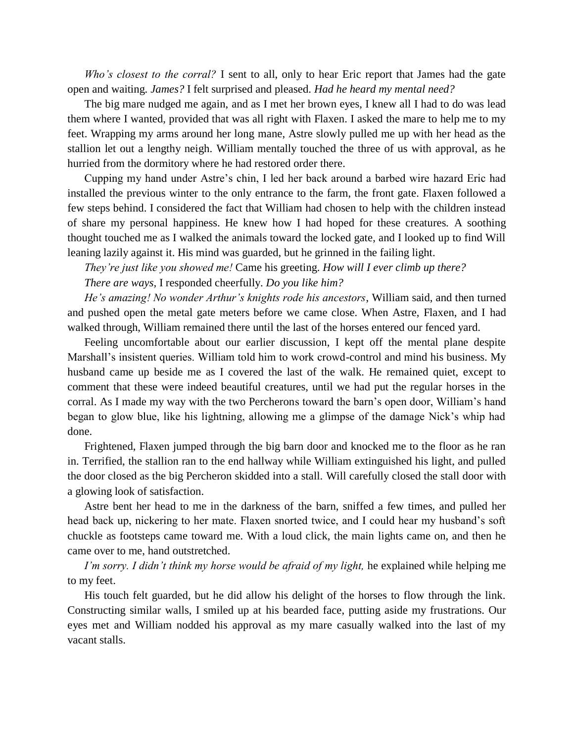*Who's closest to the corral?* I sent to all, only to hear Eric report that James had the gate open and waiting. *James?* I felt surprised and pleased. *Had he heard my mental need?*

The big mare nudged me again, and as I met her brown eyes, I knew all I had to do was lead them where I wanted, provided that was all right with Flaxen. I asked the mare to help me to my feet. Wrapping my arms around her long mane, Astre slowly pulled me up with her head as the stallion let out a lengthy neigh. William mentally touched the three of us with approval, as he hurried from the dormitory where he had restored order there.

Cupping my hand under Astre's chin, I led her back around a barbed wire hazard Eric had installed the previous winter to the only entrance to the farm, the front gate. Flaxen followed a few steps behind. I considered the fact that William had chosen to help with the children instead of share my personal happiness. He knew how I had hoped for these creatures. A soothing thought touched me as I walked the animals toward the locked gate, and I looked up to find Will leaning lazily against it. His mind was guarded, but he grinned in the failing light.

*They're just like you showed me!* Came his greeting. *How will I ever climb up there?*

*There are ways,* I responded cheerfully. *Do you like him?*

*He's amazing! No wonder Arthur's knights rode his ancestors,* William said, and then turned and pushed open the metal gate meters before we came close. When Astre, Flaxen, and I had walked through, William remained there until the last of the horses entered our fenced yard.

Feeling uncomfortable about our earlier discussion, I kept off the mental plane despite Marshall's insistent queries. William told him to work crowd-control and mind his business. My husband came up beside me as I covered the last of the walk. He remained quiet, except to comment that these were indeed beautiful creatures, until we had put the regular horses in the corral. As I made my way with the two Percherons toward the barn's open door, William's hand began to glow blue, like his lightning, allowing me a glimpse of the damage Nick's whip had done.

Frightened, Flaxen jumped through the big barn door and knocked me to the floor as he ran in. Terrified, the stallion ran to the end hallway while William extinguished his light, and pulled the door closed as the big Percheron skidded into a stall. Will carefully closed the stall door with a glowing look of satisfaction.

Astre bent her head to me in the darkness of the barn, sniffed a few times, and pulled her head back up, nickering to her mate. Flaxen snorted twice, and I could hear my husband's soft chuckle as footsteps came toward me. With a loud click, the main lights came on, and then he came over to me, hand outstretched.

*I'm sorry. I didn't think my horse would be afraid of my light,* he explained while helping me to my feet.

His touch felt guarded, but he did allow his delight of the horses to flow through the link. Constructing similar walls, I smiled up at his bearded face, putting aside my frustrations. Our eyes met and William nodded his approval as my mare casually walked into the last of my vacant stalls.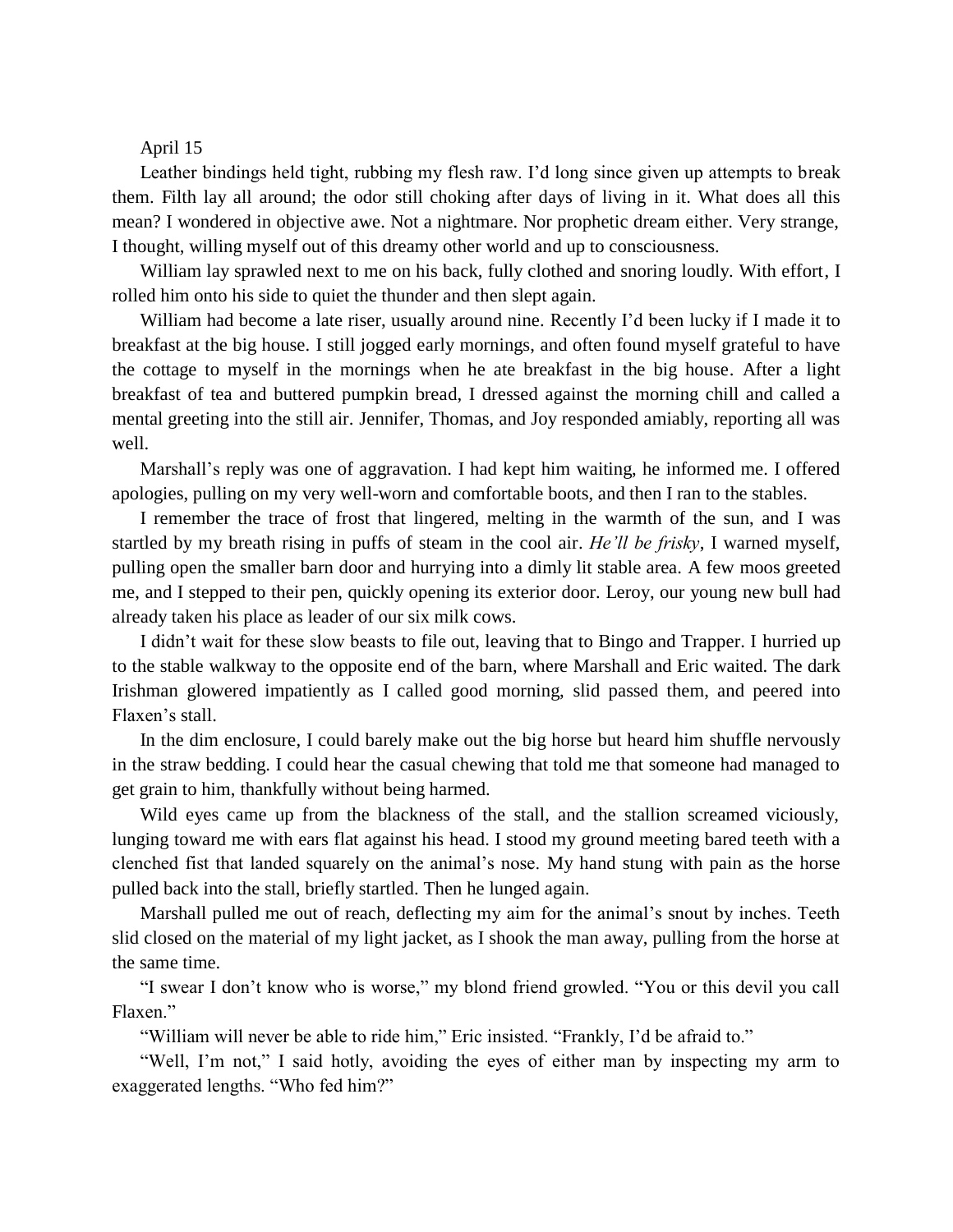April 15

Leather bindings held tight, rubbing my flesh raw. I'd long since given up attempts to break them. Filth lay all around; the odor still choking after days of living in it. What does all this mean? I wondered in objective awe. Not a nightmare. Nor prophetic dream either. Very strange, I thought, willing myself out of this dreamy other world and up to consciousness.

William lay sprawled next to me on his back, fully clothed and snoring loudly. With effort, I rolled him onto his side to quiet the thunder and then slept again.

William had become a late riser, usually around nine. Recently I'd been lucky if I made it to breakfast at the big house. I still jogged early mornings, and often found myself grateful to have the cottage to myself in the mornings when he ate breakfast in the big house. After a light breakfast of tea and buttered pumpkin bread, I dressed against the morning chill and called a mental greeting into the still air. Jennifer, Thomas, and Joy responded amiably, reporting all was well.

Marshall's reply was one of aggravation. I had kept him waiting, he informed me. I offered apologies, pulling on my very well-worn and comfortable boots, and then I ran to the stables.

I remember the trace of frost that lingered, melting in the warmth of the sun, and I was startled by my breath rising in puffs of steam in the cool air. *He'll be frisky*, I warned myself, pulling open the smaller barn door and hurrying into a dimly lit stable area. A few moos greeted me, and I stepped to their pen, quickly opening its exterior door. Leroy, our young new bull had already taken his place as leader of our six milk cows.

I didn't wait for these slow beasts to file out, leaving that to Bingo and Trapper. I hurried up to the stable walkway to the opposite end of the barn, where Marshall and Eric waited. The dark Irishman glowered impatiently as I called good morning, slid passed them, and peered into Flaxen's stall.

In the dim enclosure, I could barely make out the big horse but heard him shuffle nervously in the straw bedding. I could hear the casual chewing that told me that someone had managed to get grain to him, thankfully without being harmed.

Wild eyes came up from the blackness of the stall, and the stallion screamed viciously, lunging toward me with ears flat against his head. I stood my ground meeting bared teeth with a clenched fist that landed squarely on the animal's nose. My hand stung with pain as the horse pulled back into the stall, briefly startled. Then he lunged again.

Marshall pulled me out of reach, deflecting my aim for the animal's snout by inches. Teeth slid closed on the material of my light jacket, as I shook the man away, pulling from the horse at the same time.

"I swear I don't know who is worse," my blond friend growled. "You or this devil you call Flaxen."

"William will never be able to ride him," Eric insisted. "Frankly, I'd be afraid to."

"Well, I'm not," I said hotly, avoiding the eyes of either man by inspecting my arm to exaggerated lengths. "Who fed him?"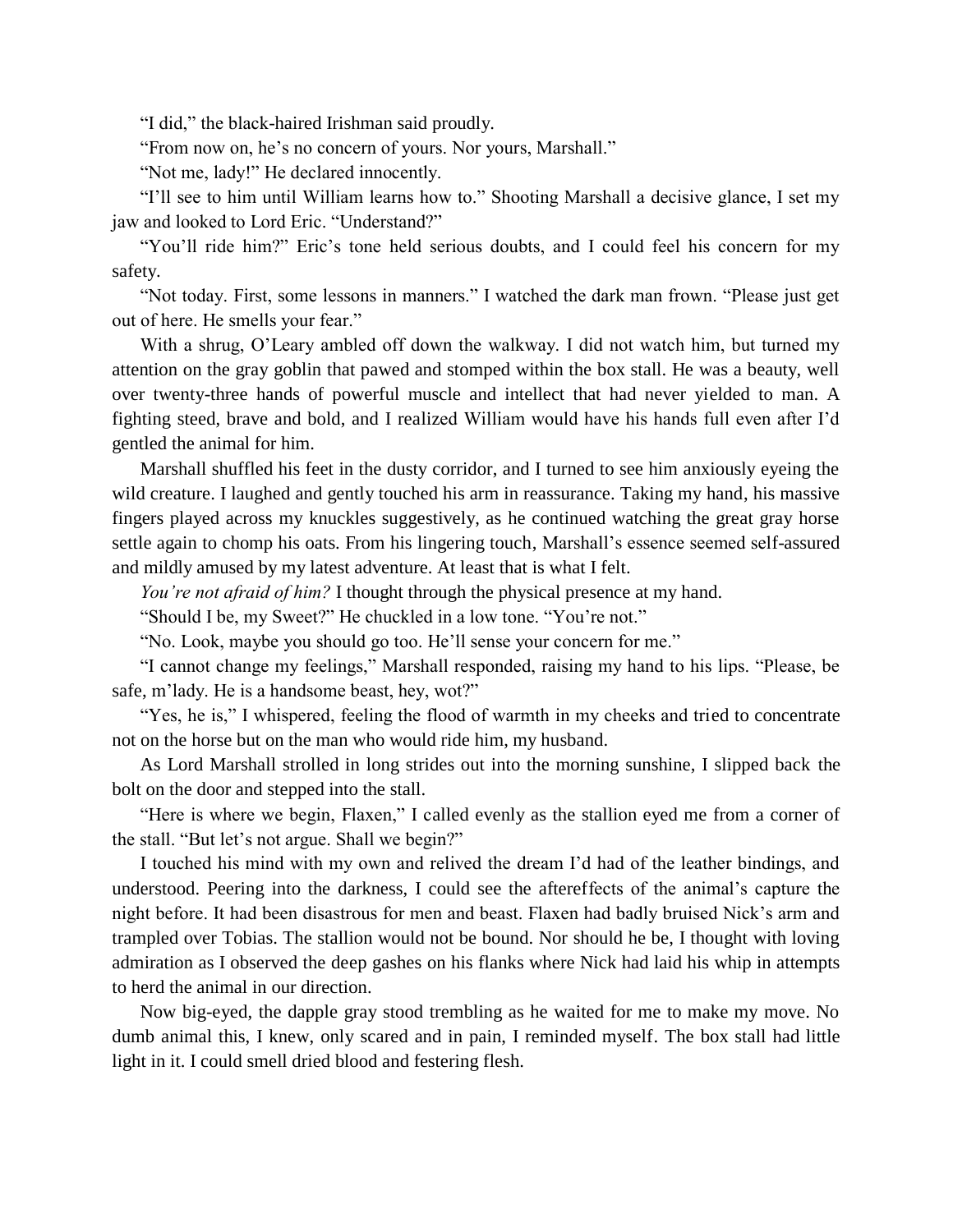"I did," the black-haired Irishman said proudly.

"From now on, he's no concern of yours. Nor yours, Marshall."

"Not me, lady!" He declared innocently.

"I'll see to him until William learns how to." Shooting Marshall a decisive glance, I set my jaw and looked to Lord Eric. "Understand?"

"You'll ride him?" Eric's tone held serious doubts, and I could feel his concern for my safety.

"Not today. First, some lessons in manners." I watched the dark man frown. "Please just get out of here. He smells your fear."

With a shrug, O'Leary ambled off down the walkway. I did not watch him, but turned my attention on the gray goblin that pawed and stomped within the box stall. He was a beauty, well over twenty-three hands of powerful muscle and intellect that had never yielded to man. A fighting steed, brave and bold, and I realized William would have his hands full even after I'd gentled the animal for him.

Marshall shuffled his feet in the dusty corridor, and I turned to see him anxiously eyeing the wild creature. I laughed and gently touched his arm in reassurance. Taking my hand, his massive fingers played across my knuckles suggestively, as he continued watching the great gray horse settle again to chomp his oats. From his lingering touch, Marshall's essence seemed self-assured and mildly amused by my latest adventure. At least that is what I felt.

*You're not afraid of him?* I thought through the physical presence at my hand.

"Should I be, my Sweet?" He chuckled in a low tone. "You're not."

"No. Look, maybe you should go too. He'll sense your concern for me."

"I cannot change my feelings," Marshall responded, raising my hand to his lips. "Please, be safe, m'lady. He is a handsome beast, hey, wot?"

"Yes, he is," I whispered, feeling the flood of warmth in my cheeks and tried to concentrate not on the horse but on the man who would ride him, my husband.

As Lord Marshall strolled in long strides out into the morning sunshine, I slipped back the bolt on the door and stepped into the stall.

"Here is where we begin, Flaxen," I called evenly as the stallion eyed me from a corner of the stall. "But let's not argue. Shall we begin?"

I touched his mind with my own and relived the dream I'd had of the leather bindings, and understood. Peering into the darkness, I could see the aftereffects of the animal's capture the night before. It had been disastrous for men and beast. Flaxen had badly bruised Nick's arm and trampled over Tobias. The stallion would not be bound. Nor should he be, I thought with loving admiration as I observed the deep gashes on his flanks where Nick had laid his whip in attempts to herd the animal in our direction.

Now big-eyed, the dapple gray stood trembling as he waited for me to make my move. No dumb animal this, I knew, only scared and in pain, I reminded myself. The box stall had little light in it. I could smell dried blood and festering flesh.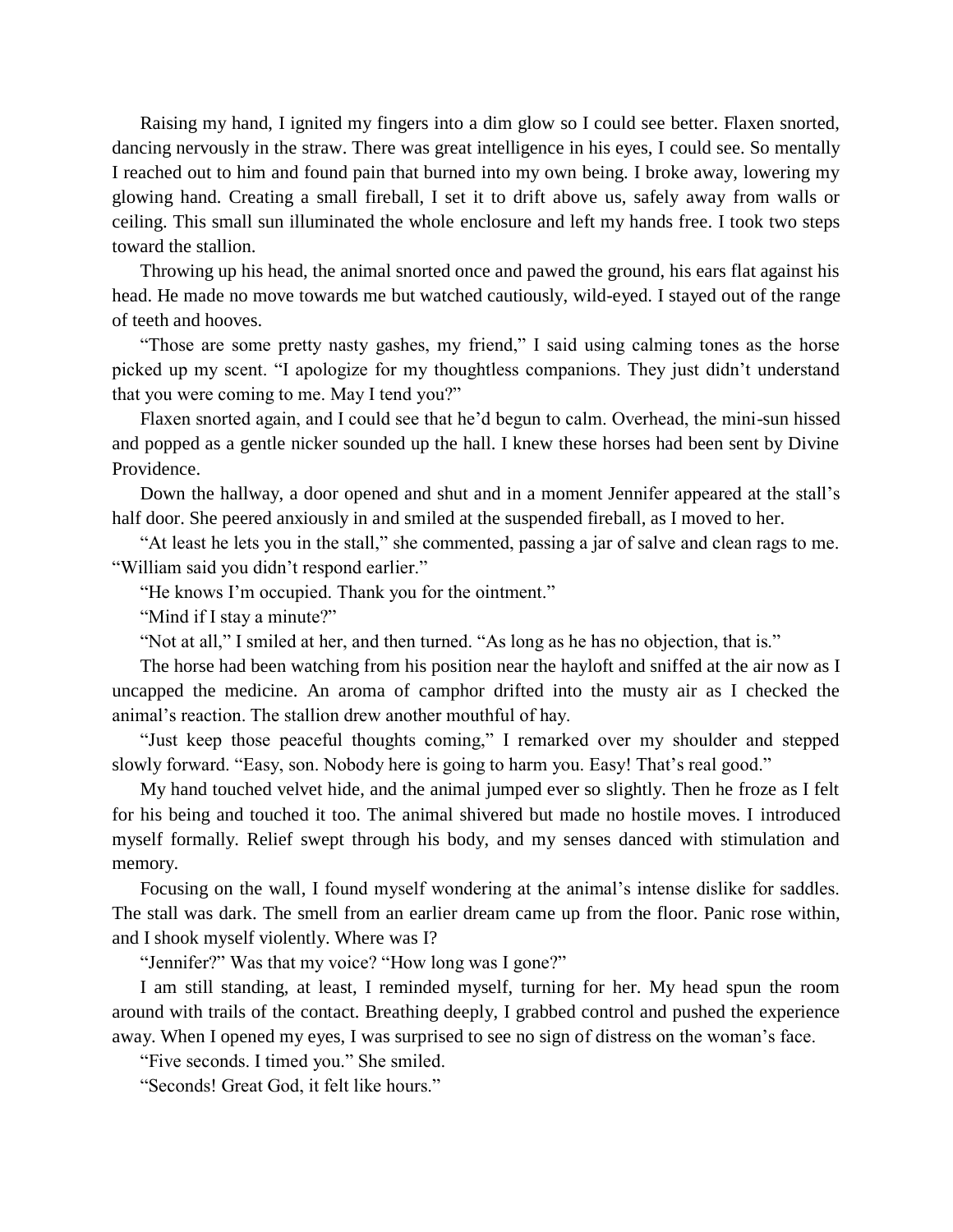Raising my hand, I ignited my fingers into a dim glow so I could see better. Flaxen snorted, dancing nervously in the straw. There was great intelligence in his eyes, I could see. So mentally I reached out to him and found pain that burned into my own being. I broke away, lowering my glowing hand. Creating a small fireball, I set it to drift above us, safely away from walls or ceiling. This small sun illuminated the whole enclosure and left my hands free. I took two steps toward the stallion.

Throwing up his head, the animal snorted once and pawed the ground, his ears flat against his head. He made no move towards me but watched cautiously, wild-eyed. I stayed out of the range of teeth and hooves.

"Those are some pretty nasty gashes, my friend," I said using calming tones as the horse picked up my scent. "I apologize for my thoughtless companions. They just didn't understand that you were coming to me. May I tend you?"

Flaxen snorted again, and I could see that he'd begun to calm. Overhead, the mini-sun hissed and popped as a gentle nicker sounded up the hall. I knew these horses had been sent by Divine Providence.

Down the hallway, a door opened and shut and in a moment Jennifer appeared at the stall's half door. She peered anxiously in and smiled at the suspended fireball, as I moved to her.

"At least he lets you in the stall," she commented, passing a jar of salve and clean rags to me. "William said you didn't respond earlier."

"He knows I'm occupied. Thank you for the ointment."

"Mind if I stay a minute?"

"Not at all," I smiled at her, and then turned. "As long as he has no objection, that is."

The horse had been watching from his position near the hayloft and sniffed at the air now as I uncapped the medicine. An aroma of camphor drifted into the musty air as I checked the animal's reaction. The stallion drew another mouthful of hay.

"Just keep those peaceful thoughts coming," I remarked over my shoulder and stepped slowly forward. "Easy, son. Nobody here is going to harm you. Easy! That's real good."

My hand touched velvet hide, and the animal jumped ever so slightly. Then he froze as I felt for his being and touched it too. The animal shivered but made no hostile moves. I introduced myself formally. Relief swept through his body, and my senses danced with stimulation and memory.

Focusing on the wall, I found myself wondering at the animal's intense dislike for saddles. The stall was dark. The smell from an earlier dream came up from the floor. Panic rose within, and I shook myself violently. Where was I?

"Jennifer?" Was that my voice? "How long was I gone?"

I am still standing, at least, I reminded myself, turning for her. My head spun the room around with trails of the contact. Breathing deeply, I grabbed control and pushed the experience away. When I opened my eyes, I was surprised to see no sign of distress on the woman's face.

"Five seconds. I timed you." She smiled.

"Seconds! Great God, it felt like hours."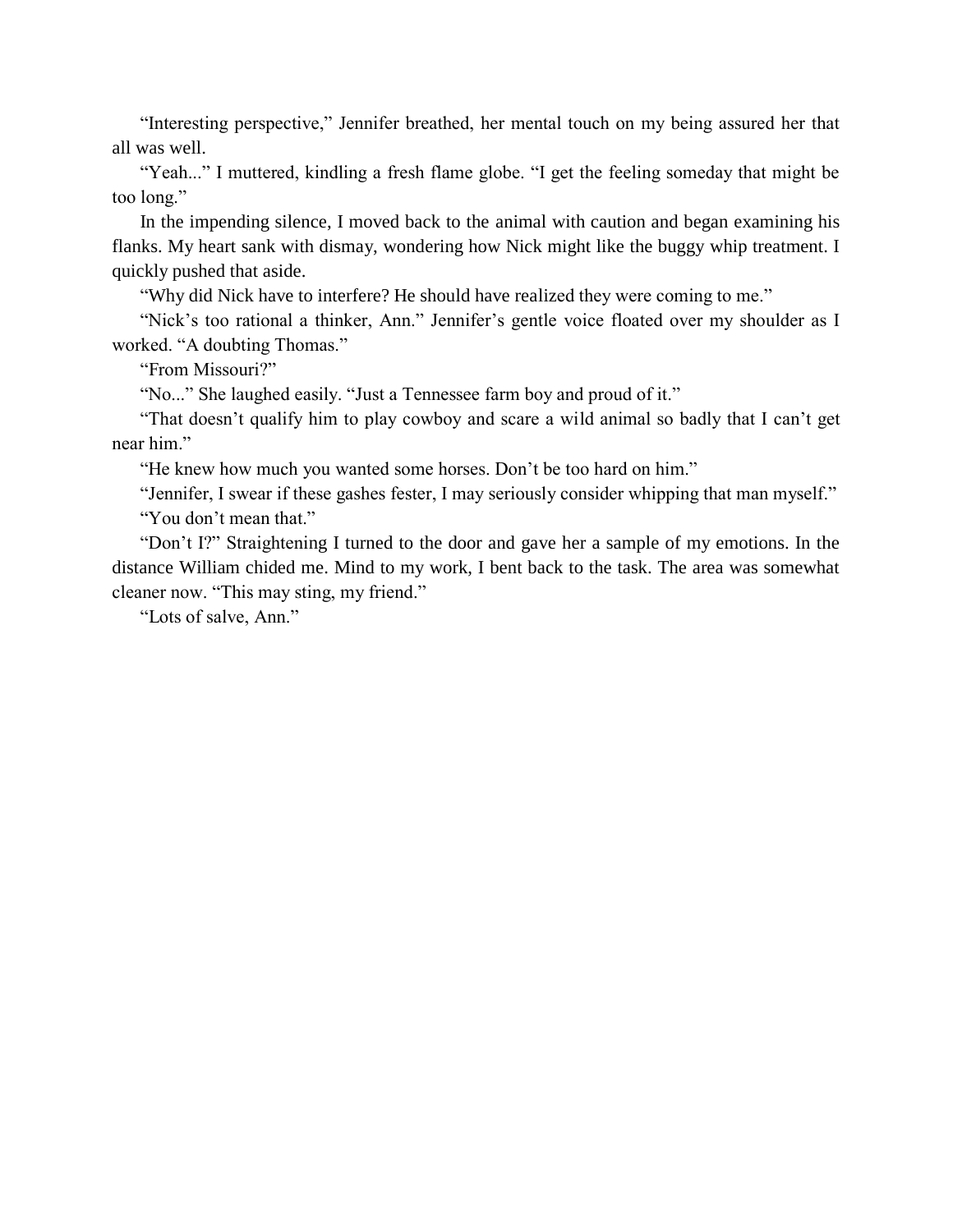"Interesting perspective," Jennifer breathed, her mental touch on my being assured her that all was well.

"Yeah..." I muttered, kindling a fresh flame globe. "I get the feeling someday that might be too long."

In the impending silence, I moved back to the animal with caution and began examining his flanks. My heart sank with dismay, wondering how Nick might like the buggy whip treatment. I quickly pushed that aside.

"Why did Nick have to interfere? He should have realized they were coming to me."

"Nick's too rational a thinker, Ann." Jennifer's gentle voice floated over my shoulder as I worked. "A doubting Thomas."

"From Missouri?"

"No..." She laughed easily. "Just a Tennessee farm boy and proud of it."

"That doesn't qualify him to play cowboy and scare a wild animal so badly that I can't get near him."

"He knew how much you wanted some horses. Don't be too hard on him."

"Jennifer, I swear if these gashes fester, I may seriously consider whipping that man myself."

"You don't mean that."

"Don't I?" Straightening I turned to the door and gave her a sample of my emotions. In the distance William chided me. Mind to my work, I bent back to the task. The area was somewhat cleaner now. "This may sting, my friend."

"Lots of salve, Ann."